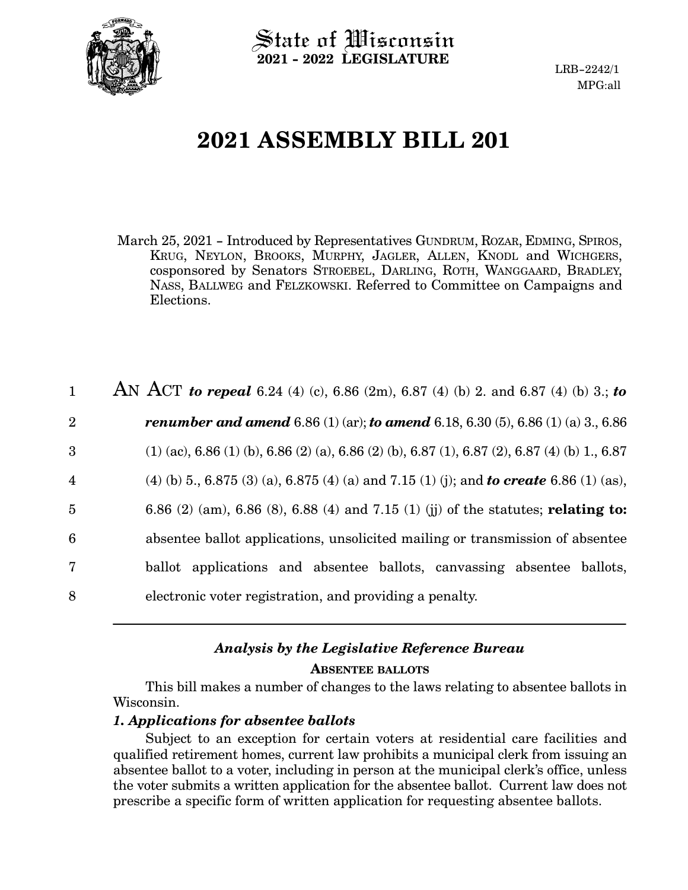State of Wisconsin
**2021 - 2022 LEGISLATURE**

LRB-2242/1
MPG:all

# 2021 ASSEMBLY BILL 201

March 25, 2021 – Introduced by Representatives GUNDRUM, ROZAR, EDMING, SPIROS, KRUG, NEYLON, BROOKS, MURPHY, JAGLER, ALLEN, KNODL and WICHGERS, cosponsored by Senators STROEBEL, DARLING, ROTH, WANGGAARD, BRADLEY, NASS, BALLWEG and FELZKOWSKI. Referred to Committee on Campaigns and Elections.

1 AN ACT ***to repeal*** 6.24 (4) (c), 6.86 (2m), 6.87 (4) (b) 2. and 6.87 (4) (b) 3.; ***to*** 
2 ***renumber and amend*** 6.86 (1) (ar); ***to amend*** 6.18, 6.30 (5), 6.86 (1) (a) 3., 6.86 
3 (1) (ac), 6.86 (1) (b), 6.86 (2) (a), 6.86 (2) (b), 6.87 (1), 6.87 (2), 6.87 (4) (b) 1., 6.87 
4 (4) (b) 5., 6.875 (3) (a), 6.875 (4) (a) and 7.15 (1) (j); and ***to create*** 6.86 (1) (as), 
5 6.86 (2) (am), 6.86 (8), 6.88 (4) and 7.15 (1) (jj) of the statutes; **relating to:** 
6 absentee ballot applications, unsolicited mailing or transmission of absentee 
7 ballot applications and absentee ballots, canvassing absentee ballots, 
8 electronic voter registration, and providing a penalty.

---

### *Analysis by the Legislative Reference Bureau*

**ABSENTEE BALLOTS**

This bill makes a number of changes to the laws relating to absentee ballots in Wisconsin.

***1. Applications for absentee ballots***

Subject to an exception for certain voters at residential care facilities and qualified retirement homes, current law prohibits a municipal clerk from issuing an absentee ballot to a voter, including in person at the municipal clerk's office, unless the voter submits a written application for the absentee ballot. Current law does not prescribe a specific form of written application for requesting absentee ballots.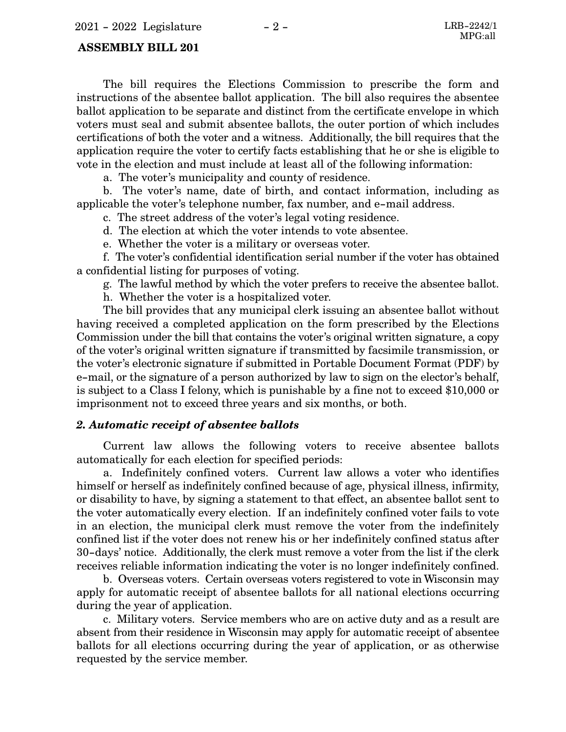The bill requires the Elections Commission to prescribe the form and instructions of the absentee ballot application. The bill also requires the absentee ballot application to be separate and distinct from the certificate envelope in which voters must seal and submit absentee ballots, the outer portion of which includes certifications of both the voter and a witness. Additionally, the bill requires that the application require the voter to certify facts establishing that he or she is eligible to vote in the election and must include at least all of the following information:

a. The voter's municipality and county of residence.

b. The voter's name, date of birth, and contact information, including as applicable the voter's telephone number, fax number, and e-mail address.

c. The street address of the voter's legal voting residence.

d. The election at which the voter intends to vote absentee.

e. Whether the voter is a military or overseas voter.

f. The voter's confidential identification serial number if the voter has obtained a confidential listing for purposes of voting.

g. The lawful method by which the voter prefers to receive the absentee ballot.

h. Whether the voter is a hospitalized voter.

The bill provides that any municipal clerk issuing an absentee ballot without having received a completed application on the form prescribed by the Elections Commission under the bill that contains the voter's original written signature, a copy of the voter's original written signature if transmitted by facsimile transmission, or the voter's electronic signature if submitted in Portable Document Format (PDF) by e-mail, or the signature of a person authorized by law to sign on the elector's behalf, is subject to a Class I felony, which is punishable by a fine not to exceed $10,000 or imprisonment not to exceed three years and six months, or both.

### *2. Automatic receipt of absentee ballots*

Current law allows the following voters to receive absentee ballots automatically for each election for specified periods:

a. Indefinitely confined voters. Current law allows a voter who identifies himself or herself as indefinitely confined because of age, physical illness, infirmity, or disability to have, by signing a statement to that effect, an absentee ballot sent to the voter automatically every election. If an indefinitely confined voter fails to vote in an election, the municipal clerk must remove the voter from the indefinitely confined list if the voter does not renew his or her indefinitely confined status after 30-days' notice. Additionally, the clerk must remove a voter from the list if the clerk receives reliable information indicating the voter is no longer indefinitely confined.

b. Overseas voters. Certain overseas voters registered to vote in Wisconsin may apply for automatic receipt of absentee ballots for all national elections occurring during the year of application.

c. Military voters. Service members who are on active duty and as a result are absent from their residence in Wisconsin may apply for automatic receipt of absentee ballots for all elections occurring during the year of application, or as otherwise requested by the service member.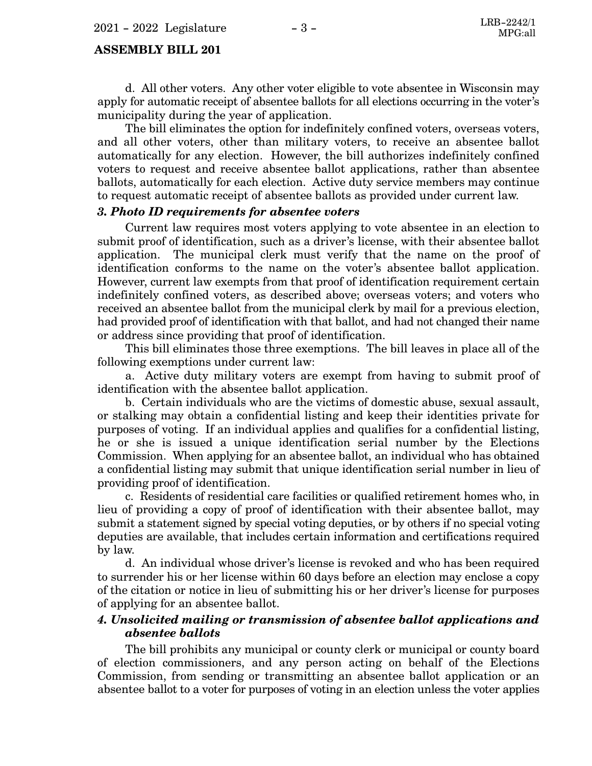d. All other voters. Any other voter eligible to vote absentee in Wisconsin may apply for automatic receipt of absentee ballots for all elections occurring in the voter's municipality during the year of application.

The bill eliminates the option for indefinitely confined voters, overseas voters, and all other voters, other than military voters, to receive an absentee ballot automatically for any election. However, the bill authorizes indefinitely confined voters to request and receive absentee ballot applications, rather than absentee ballots, automatically for each election. Active duty service members may continue to request automatic receipt of absentee ballots as provided under current law.

***3. Photo ID requirements for absentee voters***

Current law requires most voters applying to vote absentee in an election to submit proof of identification, such as a driver's license, with their absentee ballot application. The municipal clerk must verify that the name on the proof of identification conforms to the name on the voter's absentee ballot application. However, current law exempts from that proof of identification requirement certain indefinitely confined voters, as described above; overseas voters; and voters who received an absentee ballot from the municipal clerk by mail for a previous election, had provided proof of identification with that ballot, and had not changed their name or address since providing that proof of identification.

This bill eliminates those three exemptions. The bill leaves in place all of the following exemptions under current law:

a. Active duty military voters are exempt from having to submit proof of identification with the absentee ballot application.

b. Certain individuals who are the victims of domestic abuse, sexual assault, or stalking may obtain a confidential listing and keep their identities private for purposes of voting. If an individual applies and qualifies for a confidential listing, he or she is issued a unique identification serial number by the Elections Commission. When applying for an absentee ballot, an individual who has obtained a confidential listing may submit that unique identification serial number in lieu of providing proof of identification.

c. Residents of residential care facilities or qualified retirement homes who, in lieu of providing a copy of proof of identification with their absentee ballot, may submit a statement signed by special voting deputies, or by others if no special voting deputies are available, that includes certain information and certifications required by law.

d. An individual whose driver's license is revoked and who has been required to surrender his or her license within 60 days before an election may enclose a copy of the citation or notice in lieu of submitting his or her driver's license for purposes of applying for an absentee ballot.

***4. Unsolicited mailing or transmission of absentee ballot applications and absentee ballots***

The bill prohibits any municipal or county clerk or municipal or county board of election commissioners, and any person acting on behalf of the Elections Commission, from sending or transmitting an absentee ballot application or an absentee ballot to a voter for purposes of voting in an election unless the voter applies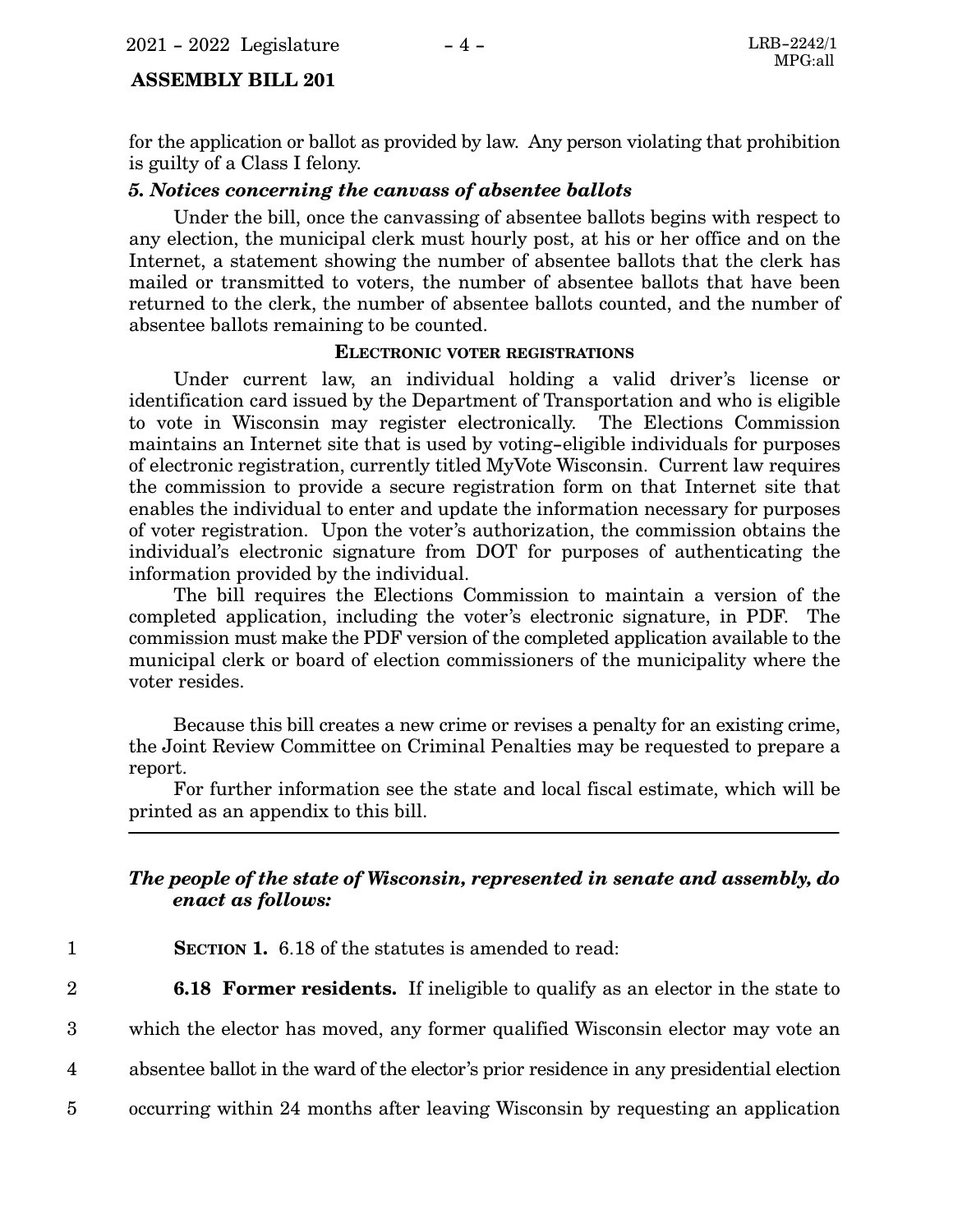for the application or ballot as provided by law. Any person violating that prohibition is guilty of a Class I felony.

***5. Notices concerning the canvass of absentee ballots***

Under the bill, once the canvassing of absentee ballots begins with respect to any election, the municipal clerk must hourly post, at his or her office and on the Internet, a statement showing the number of absentee ballots that the clerk has mailed or transmitted to voters, the number of absentee ballots that have been returned to the clerk, the number of absentee ballots counted, and the number of absentee ballots remaining to be counted.

**ELECTRONIC VOTER REGISTRATIONS**

Under current law, an individual holding a valid driver's license or identification card issued by the Department of Transportation and who is eligible to vote in Wisconsin may register electronically. The Elections Commission maintains an Internet site that is used by voting-eligible individuals for purposes of electronic registration, currently titled MyVote Wisconsin. Current law requires the commission to provide a secure registration form on that Internet site that enables the individual to enter and update the information necessary for purposes of voter registration. Upon the voter's authorization, the commission obtains the individual's electronic signature from DOT for purposes of authenticating the information provided by the individual.

The bill requires the Elections Commission to maintain a version of the completed application, including the voter's electronic signature, in PDF. The commission must make the PDF version of the completed application available to the municipal clerk or board of election commissioners of the municipality where the voter resides.

Because this bill creates a new crime or revises a penalty for an existing crime, the Joint Review Committee on Criminal Penalties may be requested to prepare a report.

For further information see the state and local fiscal estimate, which will be printed as an appendix to this bill.

---

***The people of the state of Wisconsin, represented in senate and assembly, do enact as follows:***

1 **SECTION 1.** 6.18 of the statutes is amended to read:

2 **6.18 Former residents.** If ineligible to qualify as an elector in the state to
3 which the elector has moved, any former qualified Wisconsin elector may vote an
4 absentee ballot in the ward of the elector's prior residence in any presidential election
5 occurring within 24 months after leaving Wisconsin by requesting an application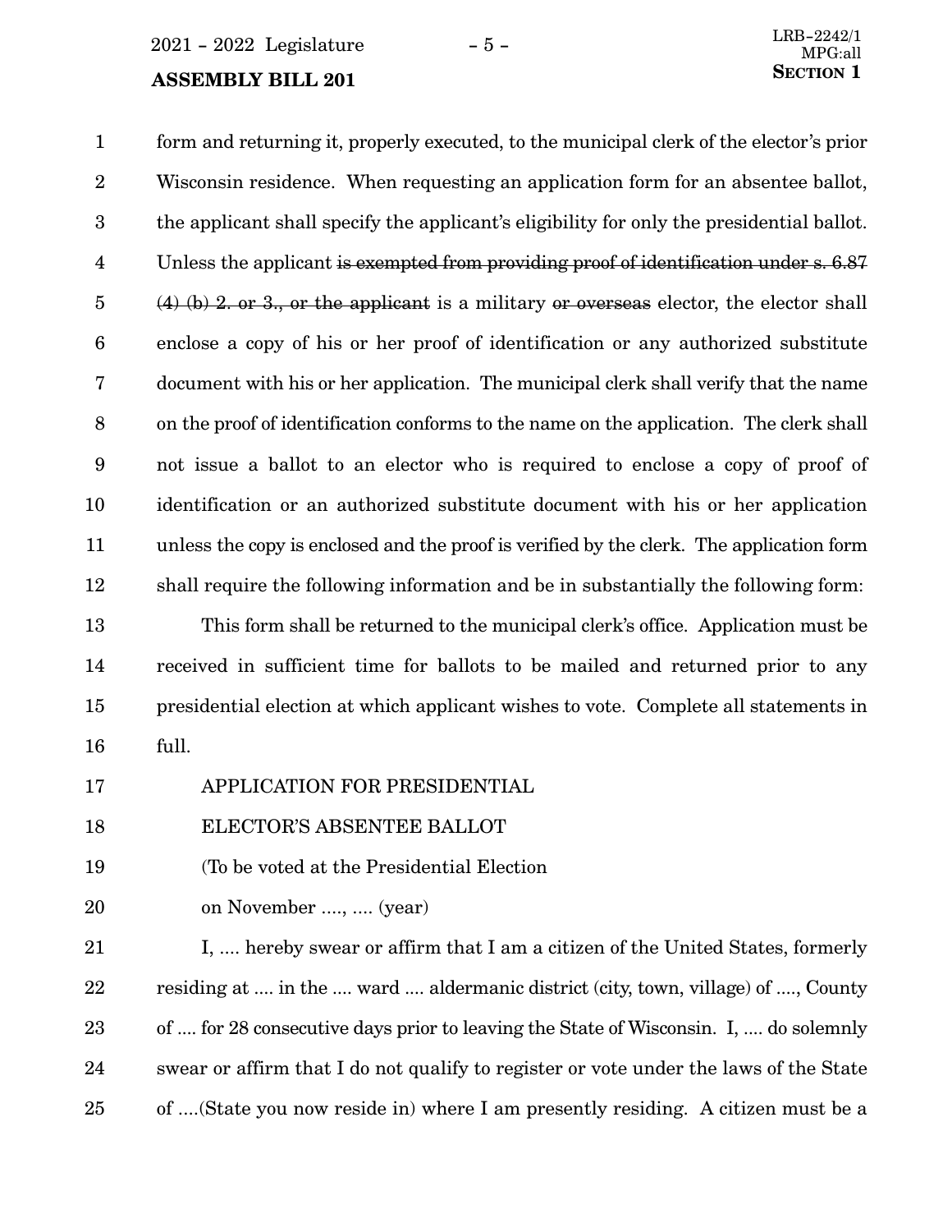form and returning it, properly executed, to the municipal clerk of the elector's prior Wisconsin residence. When requesting an application form for an absentee ballot, the applicant shall specify the applicant's eligibility for only the presidential ballot. Unless the applicant ~~is exempted from providing proof of identification under s. 6.87 (4) (b) 2. or 3., or the applicant~~ is a military ~~or overseas~~ elector, the elector shall enclose a copy of his or her proof of identification or any authorized substitute document with his or her application. The municipal clerk shall verify that the name on the proof of identification conforms to the name on the application. The clerk shall not issue a ballot to an elector who is required to enclose a copy of proof of identification or an authorized substitute document with his or her application unless the copy is enclosed and the proof is verified by the clerk. The application form shall require the following information and be in substantially the following form:

This form shall be returned to the municipal clerk's office. Application must be received in sufficient time for ballots to be mailed and returned prior to any presidential election at which applicant wishes to vote. Complete all statements in full.

APPLICATION FOR PRESIDENTIAL

ELECTOR'S ABSENTEE BALLOT

(To be voted at the Presidential Election

on November ...., .... (year)

I, .... hereby swear or affirm that I am a citizen of the United States, formerly residing at .... in the .... ward .... aldermanic district (city, town, village) of ...., County of .... for 28 consecutive days prior to leaving the State of Wisconsin. I, .... do solemnly swear or affirm that I do not qualify to register or vote under the laws of the State of ....(State you now reside in) where I am presently residing. A citizen must be a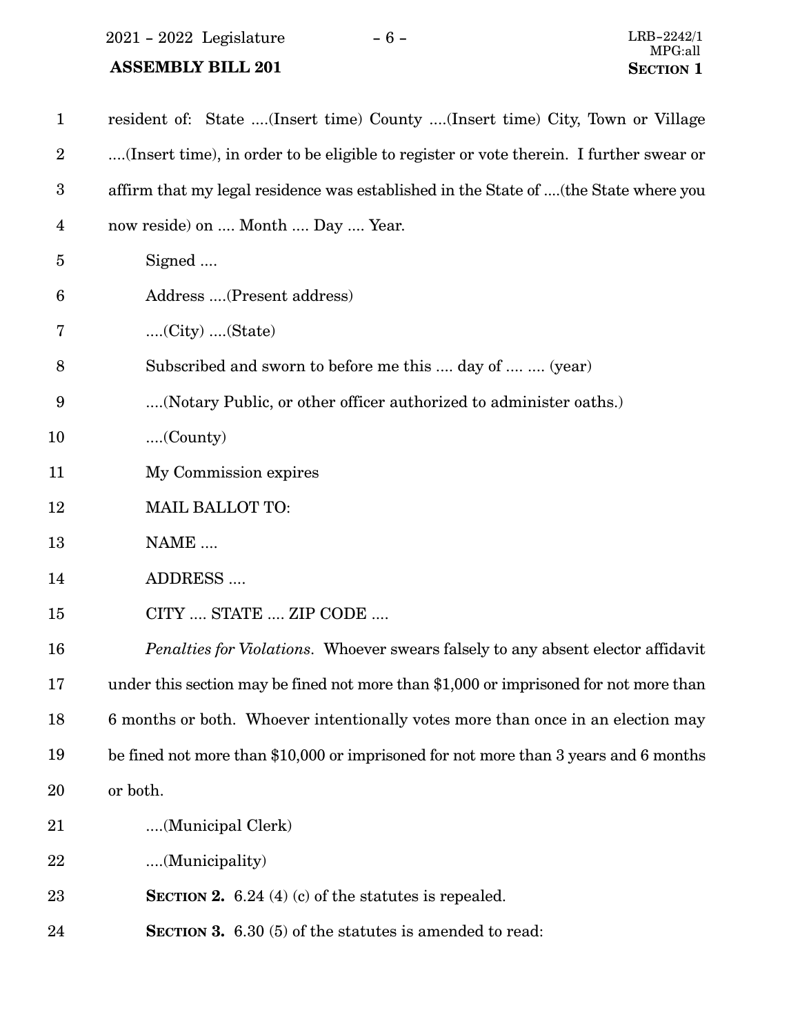resident of: State ....(Insert time) County ....(Insert time) City, Town or Village ....(Insert time), in order to be eligible to register or vote therein. I further swear or affirm that my legal residence was established in the State of ....(the State where you now reside) on .... Month .... Day .... Year.

Signed ....

Address ....(Present address)

....(City) ....(State)

Subscribed and sworn to before me this .... day of .... .... (year)

....(Notary Public, or other officer authorized to administer oaths.)

....(County)

My Commission expires

MAIL BALLOT TO:

NAME ....

ADDRESS ....

CITY .... STATE .... ZIP CODE ....

*Penalties for Violations*. Whoever swears falsely to any absent elector affidavit under this section may be fined not more than $1,000 or imprisoned for not more than 6 months or both. Whoever intentionally votes more than once in an election may be fined not more than $10,000 or imprisoned for not more than 3 years and 6 months or both.

....(Municipal Clerk)

....(Municipality)

**SECTION 2.** 6.24 (4) (c) of the statutes is repealed.

**SECTION 3.** 6.30 (5) of the statutes is amended to read: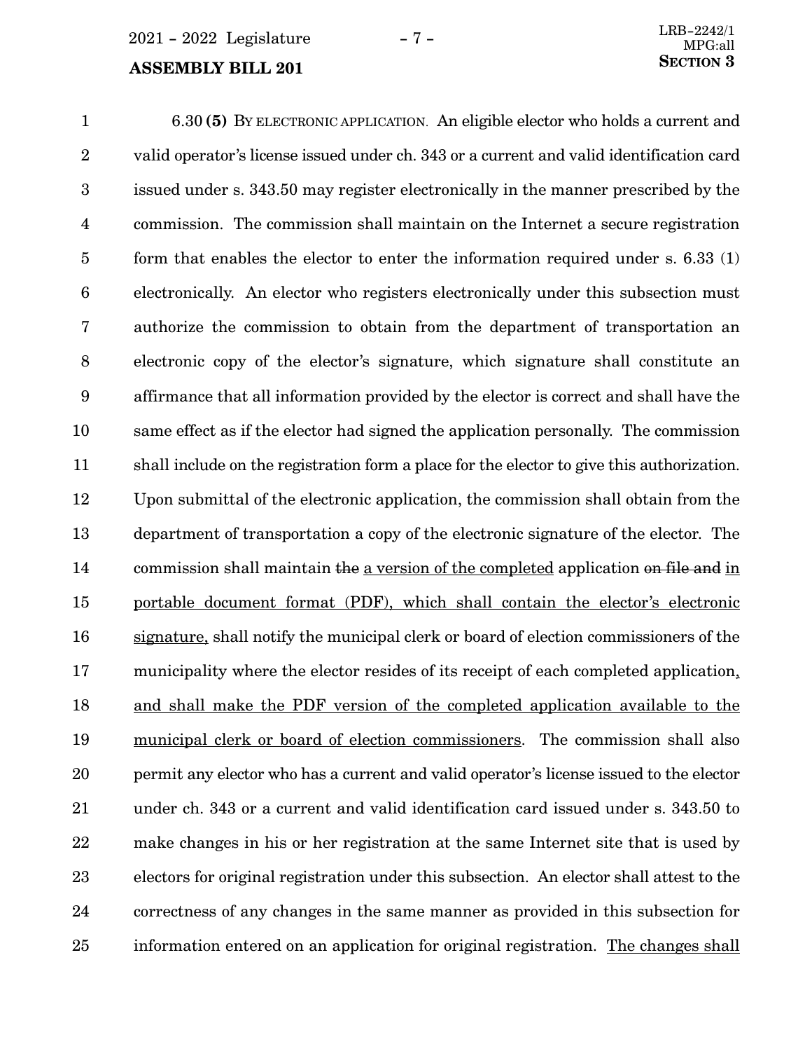6.30 **(5)** BY ELECTRONIC APPLICATION. An eligible elector who holds a current and valid operator's license issued under ch. 343 or a current and valid identification card issued under s. 343.50 may register electronically in the manner prescribed by the commission. The commission shall maintain on the Internet a secure registration form that enables the elector to enter the information required under s. 6.33 (1) electronically. An elector who registers electronically under this subsection must authorize the commission to obtain from the department of transportation an electronic copy of the elector's signature, which signature shall constitute an affirmance that all information provided by the elector is correct and shall have the same effect as if the elector had signed the application personally. The commission shall include on the registration form a place for the elector to give this authorization. Upon submittal of the electronic application, the commission shall obtain from the department of transportation a copy of the electronic signature of the elector. The commission shall maintain ~~the~~ <u>a version of the completed</u> application ~~on file and~~ <u>in portable document format (PDF), which shall contain the elector's electronic signature,</u> shall notify the municipal clerk or board of election commissioners of the municipality where the elector resides of its receipt of each completed application<u>, and shall make the PDF version of the completed application available to the municipal clerk or board of election commissioners</u>. The commission shall also permit any elector who has a current and valid operator's license issued to the elector under ch. 343 or a current and valid identification card issued under s. 343.50 to make changes in his or her registration at the same Internet site that is used by electors for original registration under this subsection. An elector shall attest to the correctness of any changes in the same manner as provided in this subsection for information entered on an application for original registration. <u>The changes shall</u>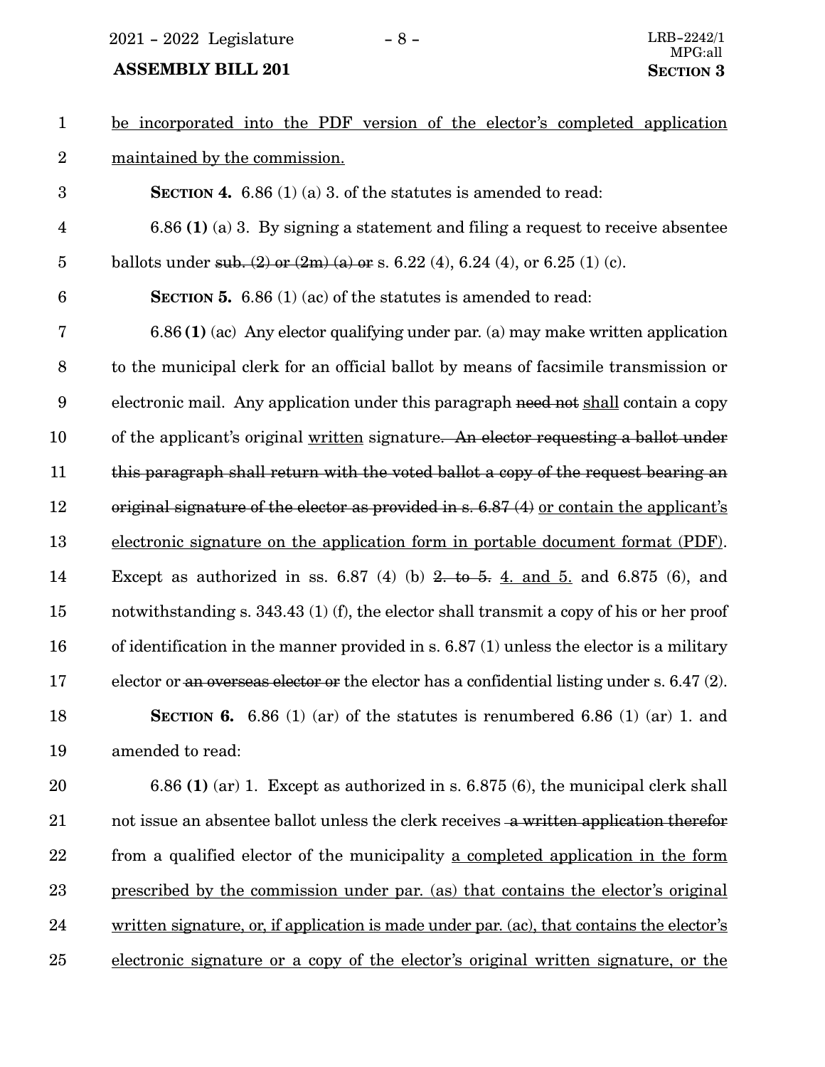<u>be incorporated into the PDF version of the elector's completed application maintained by the commission.</u>

**SECTION 4.** 6.86 (1) (a) 3. of the statutes is amended to read:

6.86 **(1)** (a) 3. By signing a statement and filing a request to receive absentee ballots under ~~sub. (2) or (2m) (a) or~~ s. 6.22 (4), 6.24 (4), or 6.25 (1) (c).

**SECTION 5.** 6.86 (1) (ac) of the statutes is amended to read:

6.86 **(1)** (ac) Any elector qualifying under par. (a) may make written application to the municipal clerk for an official ballot by means of facsimile transmission or electronic mail. Any application under this paragraph ~~need not~~ <u>shall</u> contain a copy of the applicant's original <u>written</u> signature~~. An elector requesting a ballot under this paragraph shall return with the voted ballot a copy of the request bearing an original signature of the elector as provided in s. 6.87 (4)~~ <u>or contain the applicant's electronic signature on the application form in portable document format (PDF)</u>. Except as authorized in ss. 6.87 (4) (b) ~~2. to 5.~~ <u>4. and 5.</u> and 6.875 (6), and notwithstanding s. 343.43 (1) (f), the elector shall transmit a copy of his or her proof of identification in the manner provided in s. 6.87 (1) unless the elector is a military elector or ~~an overseas elector or~~ the elector has a confidential listing under s. 6.47 (2).

**SECTION 6.** 6.86 (1) (ar) of the statutes is renumbered 6.86 (1) (ar) 1. and amended to read:

6.86 **(1)** (ar) 1. Except as authorized in s. 6.875 (6), the municipal clerk shall not issue an absentee ballot unless the clerk receives ~~a written application therefor~~ from a qualified elector of the municipality <u>a completed application in the form prescribed by the commission under par. (as) that contains the elector's original written signature, or, if application is made under par. (ac), that contains the elector's electronic signature or a copy of the elector's original written signature, or the</u>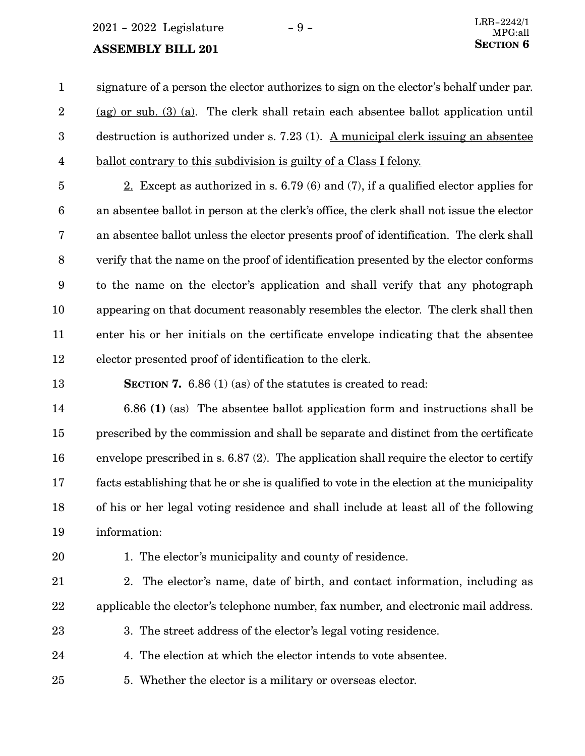signature of a person the elector authorizes to sign on the elector's behalf under par. (ag) or sub. (3) (a). The clerk shall retain each absentee ballot application until destruction is authorized under s. 7.23 (1). A municipal clerk issuing an absentee ballot contrary to this subdivision is guilty of a Class I felony.

2. Except as authorized in s. 6.79 (6) and (7), if a qualified elector applies for an absentee ballot in person at the clerk's office, the clerk shall not issue the elector an absentee ballot unless the elector presents proof of identification. The clerk shall verify that the name on the proof of identification presented by the elector conforms to the name on the elector's application and shall verify that any photograph appearing on that document reasonably resembles the elector. The clerk shall then enter his or her initials on the certificate envelope indicating that the absentee elector presented proof of identification to the clerk.

**SECTION 7.** 6.86 (1) (as) of the statutes is created to read:

6.86 **(1)** (as) The absentee ballot application form and instructions shall be prescribed by the commission and shall be separate and distinct from the certificate envelope prescribed in s. 6.87 (2). The application shall require the elector to certify facts establishing that he or she is qualified to vote in the election at the municipality of his or her legal voting residence and shall include at least all of the following information:

1. The elector's municipality and county of residence.

2. The elector's name, date of birth, and contact information, including as applicable the elector's telephone number, fax number, and electronic mail address.

3. The street address of the elector's legal voting residence.

4. The election at which the elector intends to vote absentee.

5. Whether the elector is a military or overseas elector.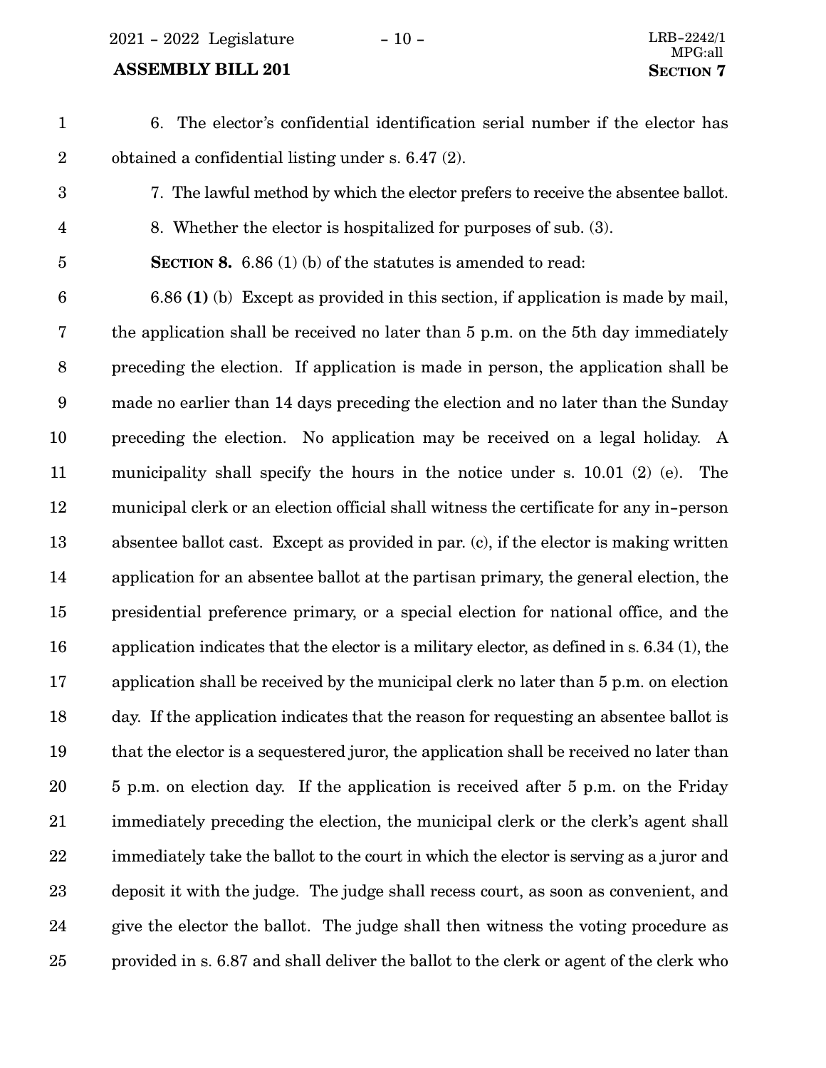6. The elector's confidential identification serial number if the elector has obtained a confidential listing under s. 6.47 (2).

7. The lawful method by which the elector prefers to receive the absentee ballot.

8. Whether the elector is hospitalized for purposes of sub. (3).

**SECTION 8.** 6.86 (1) (b) of the statutes is amended to read:

6.86 **(1)** (b) Except as provided in this section, if application is made by mail, the application shall be received no later than 5 p.m. on the 5th day immediately preceding the election. If application is made in person, the application shall be made no earlier than 14 days preceding the election and no later than the Sunday preceding the election. No application may be received on a legal holiday. A municipality shall specify the hours in the notice under s. 10.01 (2) (e). The municipal clerk or an election official shall witness the certificate for any in-person absentee ballot cast. Except as provided in par. (c), if the elector is making written application for an absentee ballot at the partisan primary, the general election, the presidential preference primary, or a special election for national office, and the application indicates that the elector is a military elector, as defined in s. 6.34 (1), the application shall be received by the municipal clerk no later than 5 p.m. on election day. If the application indicates that the reason for requesting an absentee ballot is that the elector is a sequestered juror, the application shall be received no later than 5 p.m. on election day. If the application is received after 5 p.m. on the Friday immediately preceding the election, the municipal clerk or the clerk's agent shall immediately take the ballot to the court in which the elector is serving as a juror and deposit it with the judge. The judge shall recess court, as soon as convenient, and give the elector the ballot. The judge shall then witness the voting procedure as provided in s. 6.87 and shall deliver the ballot to the clerk or agent of the clerk who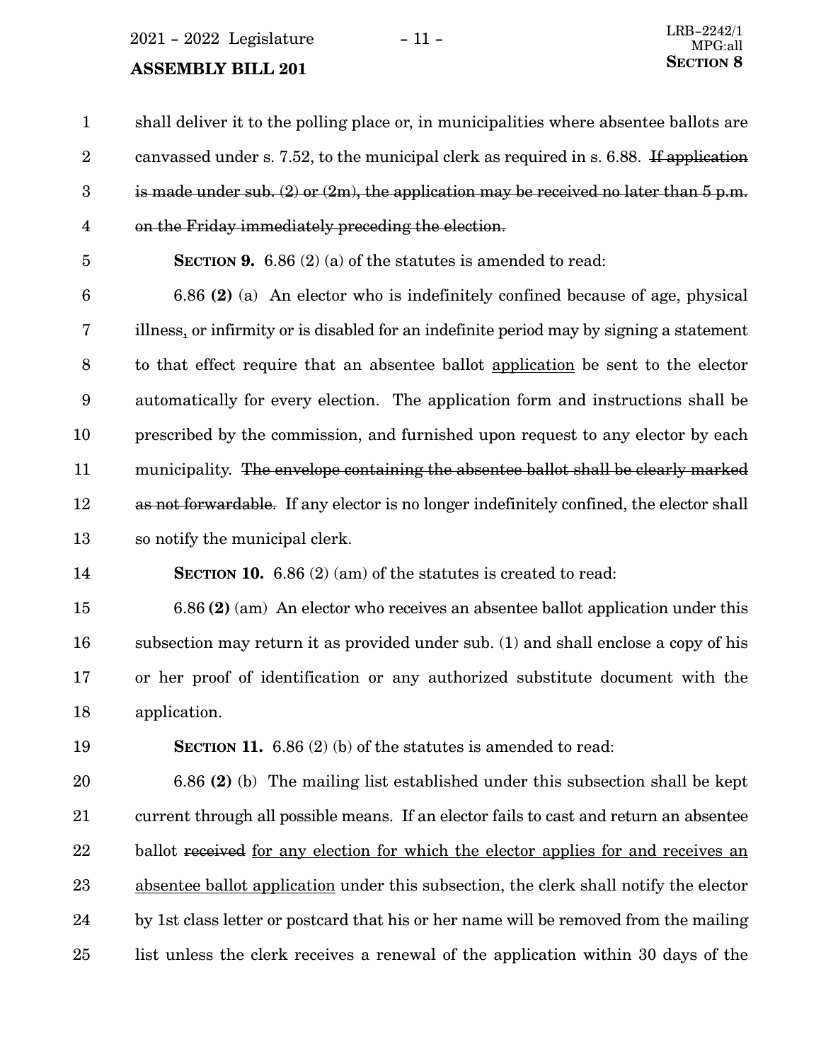shall deliver it to the polling place or, in municipalities where absentee ballots are canvassed under s. 7.52, to the municipal clerk as required in s. 6.88. ~~If application is made under sub. (2) or (2m), the application may be received no later than 5 p.m. on the Friday immediately preceding the election.~~

**SECTION 9.** 6.86 (2) (a) of the statutes is amended to read:

6.86 **(2)** (a) An elector who is indefinitely confined because of age, physical illness, or infirmity or is disabled for an indefinite period may by signing a statement to that effect require that an absentee ballot <u>application</u> be sent to the elector automatically for every election. The application form and instructions shall be prescribed by the commission, and furnished upon request to any elector by each municipality. ~~The envelope containing the absentee ballot shall be clearly marked as not forwardable.~~ If any elector is no longer indefinitely confined, the elector shall so notify the municipal clerk.

**SECTION 10.** 6.86 (2) (am) of the statutes is created to read:

6.86 **(2)** (am) An elector who receives an absentee ballot application under this subsection may return it as provided under sub. (1) and shall enclose a copy of his or her proof of identification or any authorized substitute document with the application.

**SECTION 11.** 6.86 (2) (b) of the statutes is amended to read:

6.86 **(2)** (b) The mailing list established under this subsection shall be kept current through all possible means. If an elector fails to cast and return an absentee ballot ~~received~~ <u>for any election for which the elector applies for and receives an absentee ballot application</u> under this subsection, the clerk shall notify the elector by 1st class letter or postcard that his or her name will be removed from the mailing list unless the clerk receives a renewal of the application within 30 days of the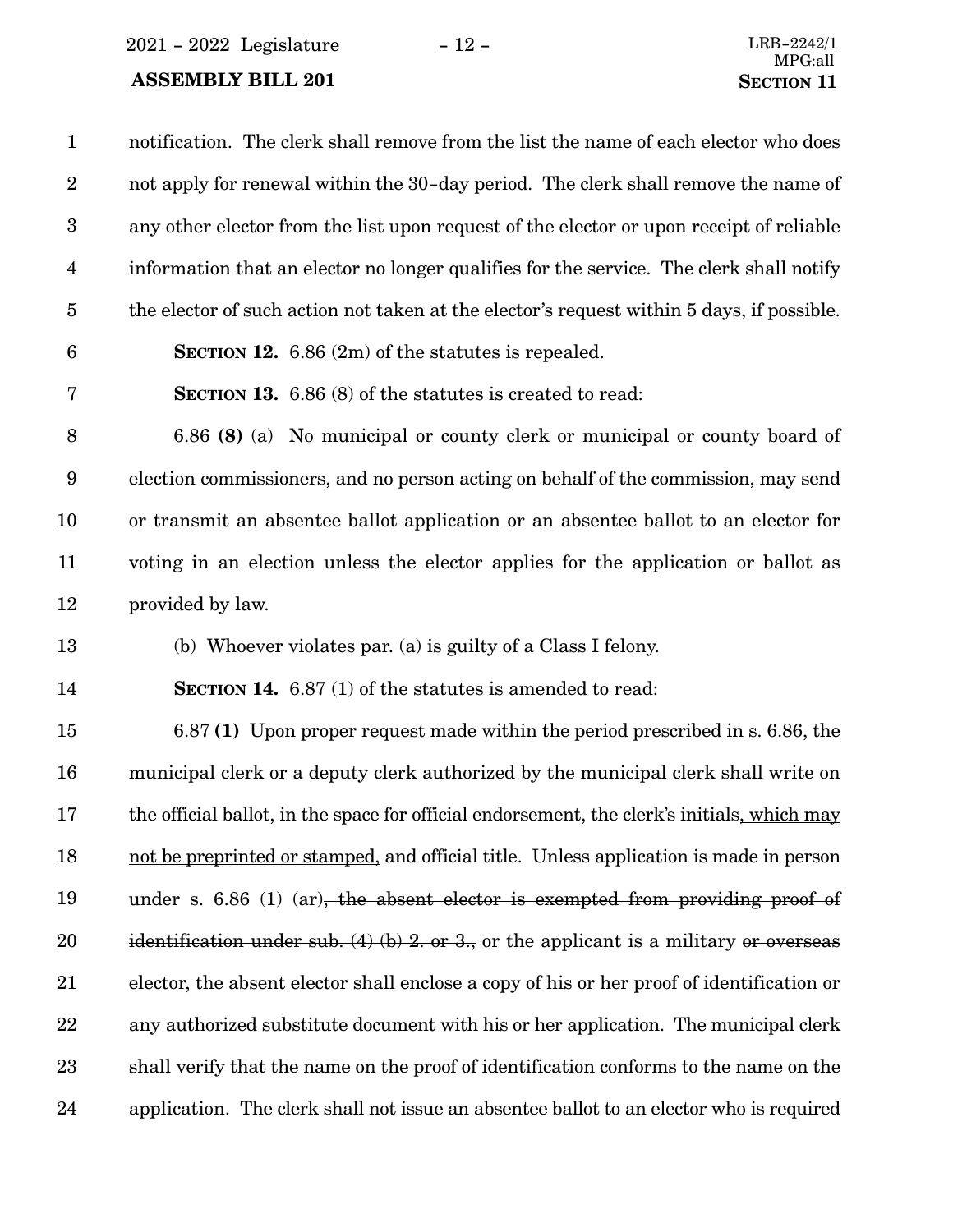notification. The clerk shall remove from the list the name of each elector who does not apply for renewal within the 30-day period. The clerk shall remove the name of any other elector from the list upon request of the elector or upon receipt of reliable information that an elector no longer qualifies for the service. The clerk shall notify the elector of such action not taken at the elector's request within 5 days, if possible.

**SECTION 12.** 6.86 (2m) of the statutes is repealed.

**SECTION 13.** 6.86 (8) of the statutes is created to read:

6.86 **(8)** (a) No municipal or county clerk or municipal or county board of election commissioners, and no person acting on behalf of the commission, may send or transmit an absentee ballot application or an absentee ballot to an elector for voting in an election unless the elector applies for the application or ballot as provided by law.

(b) Whoever violates par. (a) is guilty of a Class I felony.

**SECTION 14.** 6.87 (1) of the statutes is amended to read:

6.87 **(1)** Upon proper request made within the period prescribed in s. 6.86, the municipal clerk or a deputy clerk authorized by the municipal clerk shall write on the official ballot, in the space for official endorsement, the clerk's initials<u>, which may not be preprinted or stamped,</u> and official title. Unless application is made in person under s. 6.86 (1) (ar)~~, the absent elector is exempted from providing proof of identification under sub. (4) (b) 2. or 3.,~~ or the applicant is a military ~~or overseas~~ elector, the absent elector shall enclose a copy of his or her proof of identification or any authorized substitute document with his or her application. The municipal clerk shall verify that the name on the proof of identification conforms to the name on the application. The clerk shall not issue an absentee ballot to an elector who is required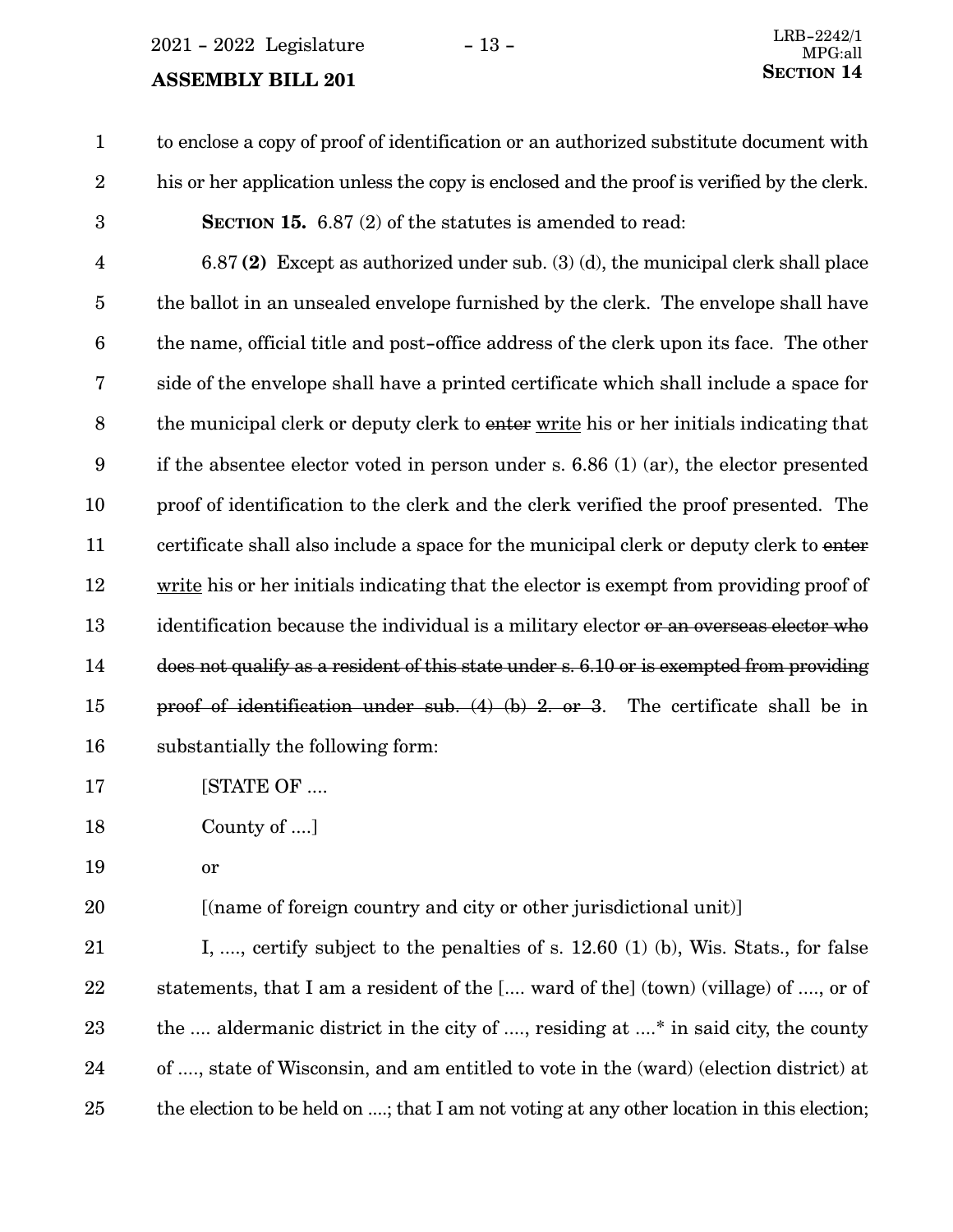to enclose a copy of proof of identification or an authorized substitute document with his or her application unless the copy is enclosed and the proof is verified by the clerk.

**SECTION 15.** 6.87 (2) of the statutes is amended to read:

6.87 **(2)** Except as authorized under sub. (3) (d), the municipal clerk shall place the ballot in an unsealed envelope furnished by the clerk. The envelope shall have the name, official title and post-office address of the clerk upon its face. The other side of the envelope shall have a printed certificate which shall include a space for the municipal clerk or deputy clerk to ~~enter~~ write his or her initials indicating that if the absentee elector voted in person under s. 6.86 (1) (ar), the elector presented proof of identification to the clerk and the clerk verified the proof presented. The certificate shall also include a space for the municipal clerk or deputy clerk to ~~enter~~ write his or her initials indicating that the elector is exempt from providing proof of identification because the individual is a military elector ~~or an overseas elector who does not qualify as a resident of this state under s. 6.10 or is exempted from providing proof of identification under sub. (4) (b) 2. or 3~~. The certificate shall be in substantially the following form:

[STATE OF ....

County of ....]

or

[(name of foreign country and city or other jurisdictional unit)]

I, ...., certify subject to the penalties of s. 12.60 (1) (b), Wis. Stats., for false statements, that I am a resident of the [.... ward of the] (town) (village) of ...., or of the .... aldermanic district in the city of ...., residing at ....* in said city, the county of ...., state of Wisconsin, and am entitled to vote in the (ward) (election district) at the election to be held on ....; that I am not voting at any other location in this election;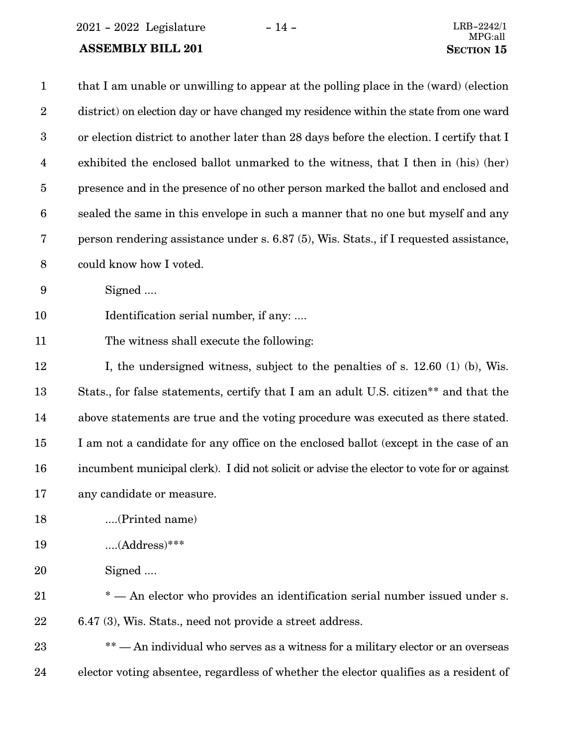that I am unable or unwilling to appear at the polling place in the (ward) (election district) on election day or have changed my residence within the state from one ward or election district to another later than 28 days before the election. I certify that I exhibited the enclosed ballot unmarked to the witness, that I then in (his) (her) presence and in the presence of no other person marked the ballot and enclosed and sealed the same in this envelope in such a manner that no one but myself and any person rendering assistance under s. 6.87 (5), Wis. Stats., if I requested assistance, could know how I voted.

Signed ....

Identification serial number, if any: ....

The witness shall execute the following:

I, the undersigned witness, subject to the penalties of s. 12.60 (1) (b), Wis. Stats., for false statements, certify that I am an adult U.S. citizen** and that the above statements are true and the voting procedure was executed as there stated. I am not a candidate for any office on the enclosed ballot (except in the case of an incumbent municipal clerk). I did not solicit or advise the elector to vote for or against any candidate or measure.

....(Printed name)

....(Address)***

Signed ....

* — An elector who provides an identification serial number issued under s. 6.47 (3), Wis. Stats., need not provide a street address.

** — An individual who serves as a witness for a military elector or an overseas elector voting absentee, regardless of whether the elector qualifies as a resident of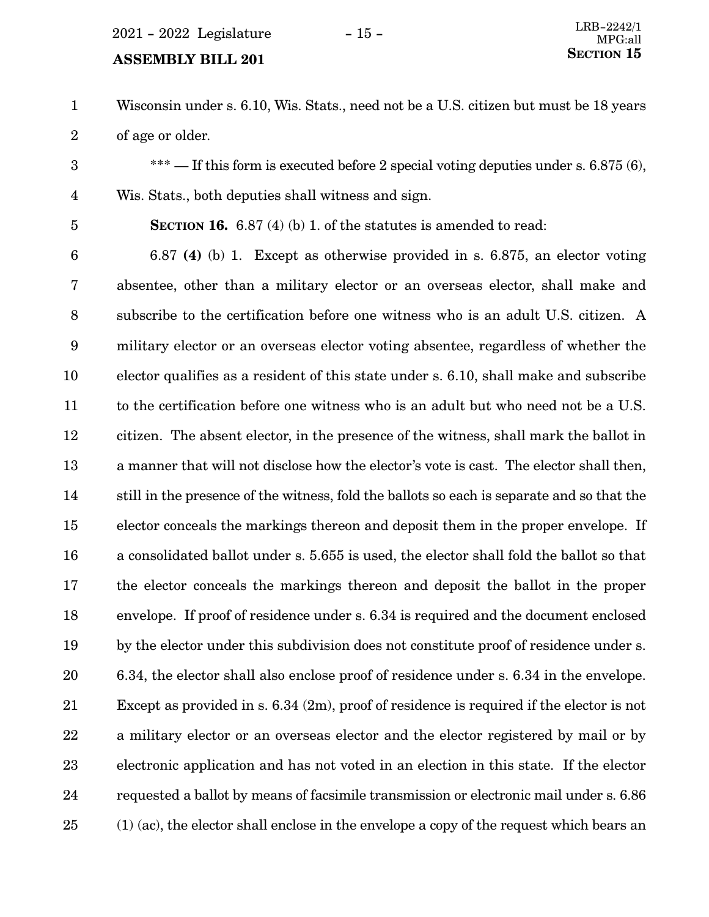Wisconsin under s. 6.10, Wis. Stats., need not be a U.S. citizen but must be 18 years of age or older.

*** — If this form is executed before 2 special voting deputies under s. 6.875 (6), Wis. Stats., both deputies shall witness and sign.

**SECTION 16.** 6.87 (4) (b) 1. of the statutes is amended to read:

6.87 **(4)** (b) 1. Except as otherwise provided in s. 6.875, an elector voting absentee, other than a military elector or an overseas elector, shall make and subscribe to the certification before one witness who is an adult U.S. citizen. A military elector or an overseas elector voting absentee, regardless of whether the elector qualifies as a resident of this state under s. 6.10, shall make and subscribe to the certification before one witness who is an adult but who need not be a U.S. citizen. The absent elector, in the presence of the witness, shall mark the ballot in a manner that will not disclose how the elector's vote is cast. The elector shall then, still in the presence of the witness, fold the ballots so each is separate and so that the elector conceals the markings thereon and deposit them in the proper envelope. If a consolidated ballot under s. 5.655 is used, the elector shall fold the ballot so that the elector conceals the markings thereon and deposit the ballot in the proper envelope. If proof of residence under s. 6.34 is required and the document enclosed by the elector under this subdivision does not constitute proof of residence under s. 6.34, the elector shall also enclose proof of residence under s. 6.34 in the envelope. Except as provided in s. 6.34 (2m), proof of residence is required if the elector is not a military elector or an overseas elector and the elector registered by mail or by electronic application and has not voted in an election in this state. If the elector requested a ballot by means of facsimile transmission or electronic mail under s. 6.86 (1) (ac), the elector shall enclose in the envelope a copy of the request which bears an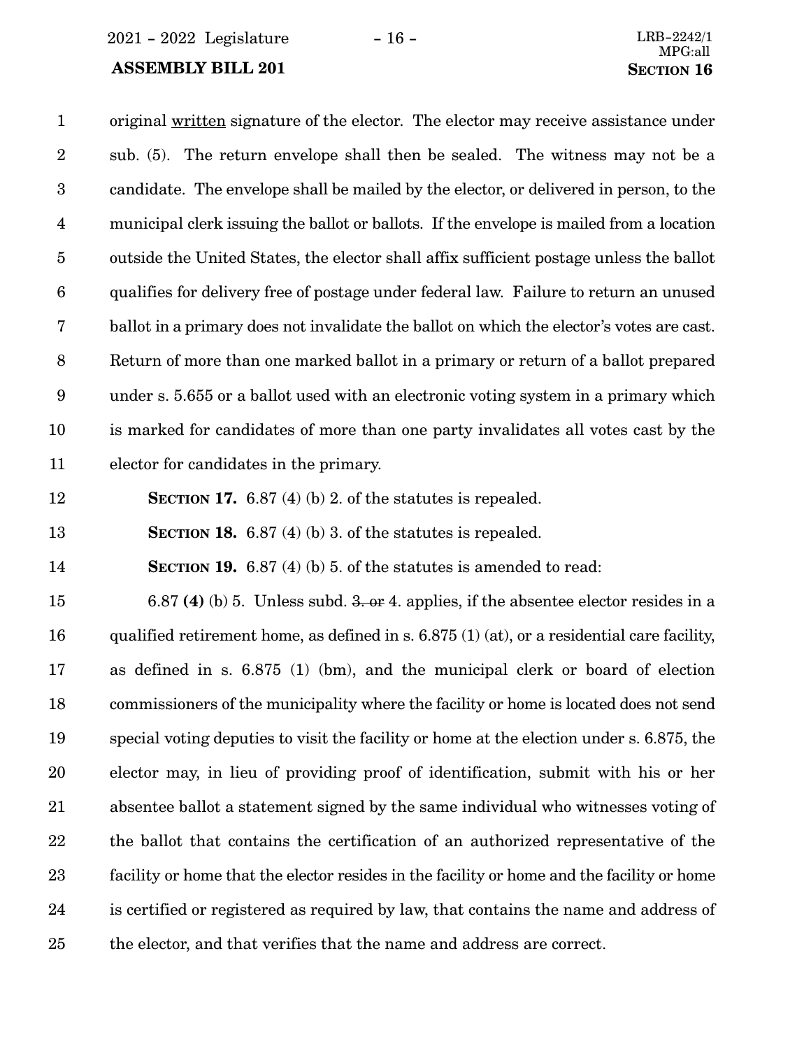original <u>written</u> signature of the elector. The elector may receive assistance under sub. (5). The return envelope shall then be sealed. The witness may not be a candidate. The envelope shall be mailed by the elector, or delivered in person, to the municipal clerk issuing the ballot or ballots. If the envelope is mailed from a location outside the United States, the elector shall affix sufficient postage unless the ballot qualifies for delivery free of postage under federal law. Failure to return an unused ballot in a primary does not invalidate the ballot on which the elector's votes are cast. Return of more than one marked ballot in a primary or return of a ballot prepared under s. 5.655 or a ballot used with an electronic voting system in a primary which is marked for candidates of more than one party invalidates all votes cast by the elector for candidates in the primary.

**SECTION 17.** 6.87 (4) (b) 2. of the statutes is repealed.

**SECTION 18.** 6.87 (4) (b) 3. of the statutes is repealed.

**SECTION 19.** 6.87 (4) (b) 5. of the statutes is amended to read:

6.87 **(4)** (b) 5. Unless subd. ~~3. or~~ 4. applies, if the absentee elector resides in a qualified retirement home, as defined in s. 6.875 (1) (at), or a residential care facility, as defined in s. 6.875 (1) (bm), and the municipal clerk or board of election commissioners of the municipality where the facility or home is located does not send special voting deputies to visit the facility or home at the election under s. 6.875, the elector may, in lieu of providing proof of identification, submit with his or her absentee ballot a statement signed by the same individual who witnesses voting of the ballot that contains the certification of an authorized representative of the facility or home that the elector resides in the facility or home and the facility or home is certified or registered as required by law, that contains the name and address of the elector, and that verifies that the name and address are correct.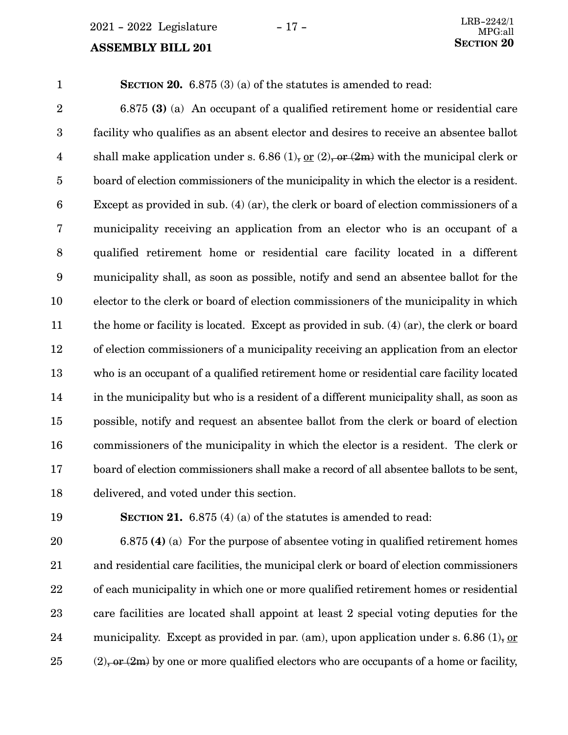**SECTION 20.** 6.875 (3) (a) of the statutes is amended to read:

6.875 **(3)** (a) An occupant of a qualified retirement home or residential care facility who qualifies as an absent elector and desires to receive an absentee ballot shall make application under s. 6.86 (1), or (2), or (2m) with the municipal clerk or board of election commissioners of the municipality in which the elector is a resident. Except as provided in sub. (4) (ar), the clerk or board of election commissioners of a municipality receiving an application from an elector who is an occupant of a qualified retirement home or residential care facility located in a different municipality shall, as soon as possible, notify and send an absentee ballot for the elector to the clerk or board of election commissioners of the municipality in which the home or facility is located. Except as provided in sub. (4) (ar), the clerk or board of election commissioners of a municipality receiving an application from an elector who is an occupant of a qualified retirement home or residential care facility located in the municipality but who is a resident of a different municipality shall, as soon as possible, notify and request an absentee ballot from the clerk or board of election commissioners of the municipality in which the elector is a resident. The clerk or board of election commissioners shall make a record of all absentee ballots to be sent, delivered, and voted under this section.

**SECTION 21.** 6.875 (4) (a) of the statutes is amended to read:

6.875 **(4)** (a) For the purpose of absentee voting in qualified retirement homes and residential care facilities, the municipal clerk or board of election commissioners of each municipality in which one or more qualified retirement homes or residential care facilities are located shall appoint at least 2 special voting deputies for the municipality. Except as provided in par. (am), upon application under s. 6.86 (1), or (2), or (2m) by one or more qualified electors who are occupants of a home or facility,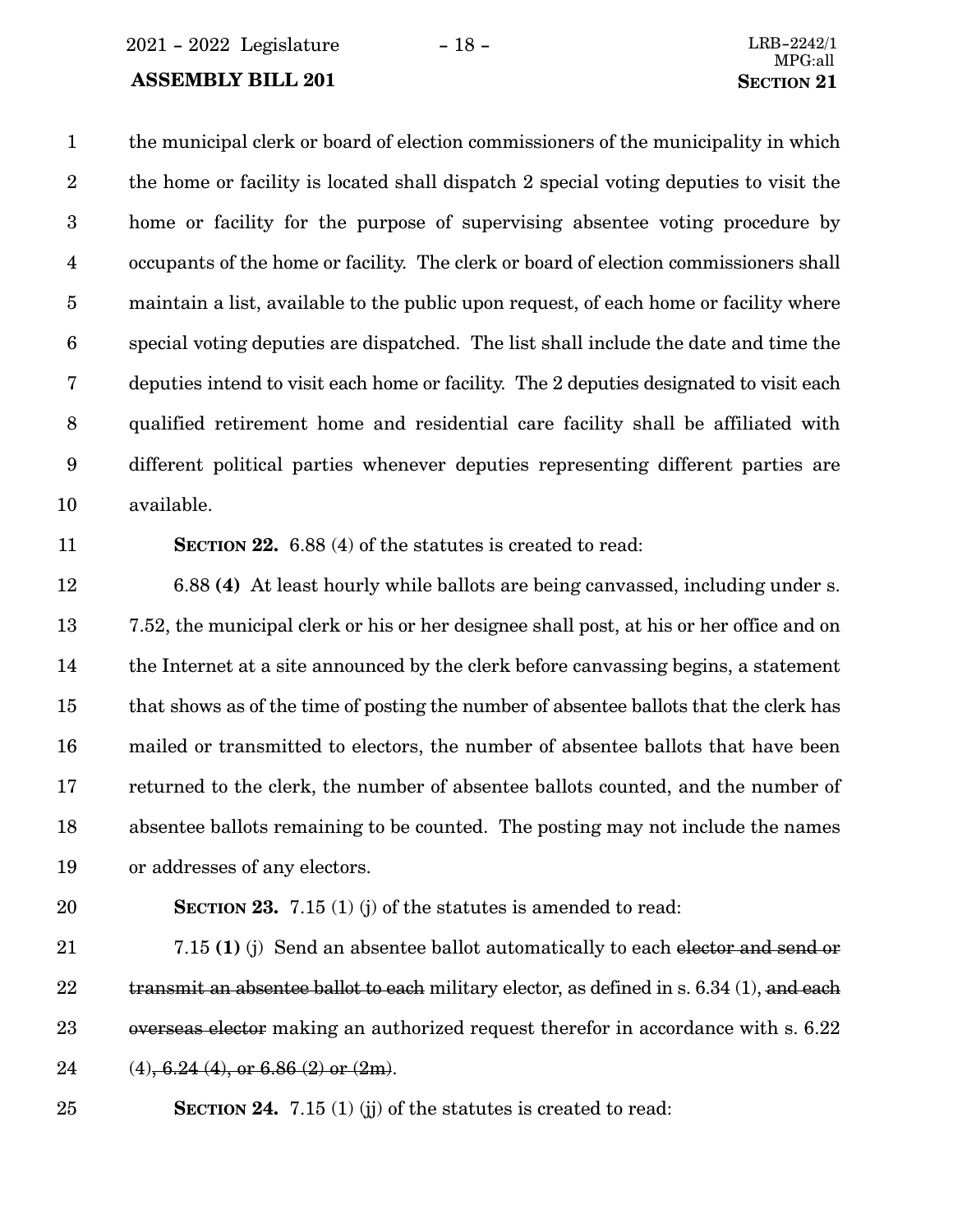the municipal clerk or board of election commissioners of the municipality in which the home or facility is located shall dispatch 2 special voting deputies to visit the home or facility for the purpose of supervising absentee voting procedure by occupants of the home or facility. The clerk or board of election commissioners shall maintain a list, available to the public upon request, of each home or facility where special voting deputies are dispatched. The list shall include the date and time the deputies intend to visit each home or facility. The 2 deputies designated to visit each qualified retirement home and residential care facility shall be affiliated with different political parties whenever deputies representing different parties are available.

**SECTION 22.** 6.88 (4) of the statutes is created to read:

6.88 **(4)** At least hourly while ballots are being canvassed, including under s. 7.52, the municipal clerk or his or her designee shall post, at his or her office and on the Internet at a site announced by the clerk before canvassing begins, a statement that shows as of the time of posting the number of absentee ballots that the clerk has mailed or transmitted to electors, the number of absentee ballots that have been returned to the clerk, the number of absentee ballots counted, and the number of absentee ballots remaining to be counted. The posting may not include the names or addresses of any electors.

**SECTION 23.** 7.15 (1) (j) of the statutes is amended to read:

7.15 **(1)** (j) Send an absentee ballot automatically to each ~~elector and send or transmit an absentee ballot to each~~ military elector, as defined in s. 6.34 (1), ~~and each overseas elector~~ making an authorized request therefor in accordance with s. 6.22 (4)~~, 6.24 (4), or 6.86 (2) or (2m)~~.

**SECTION 24.** 7.15 (1) (jj) of the statutes is created to read: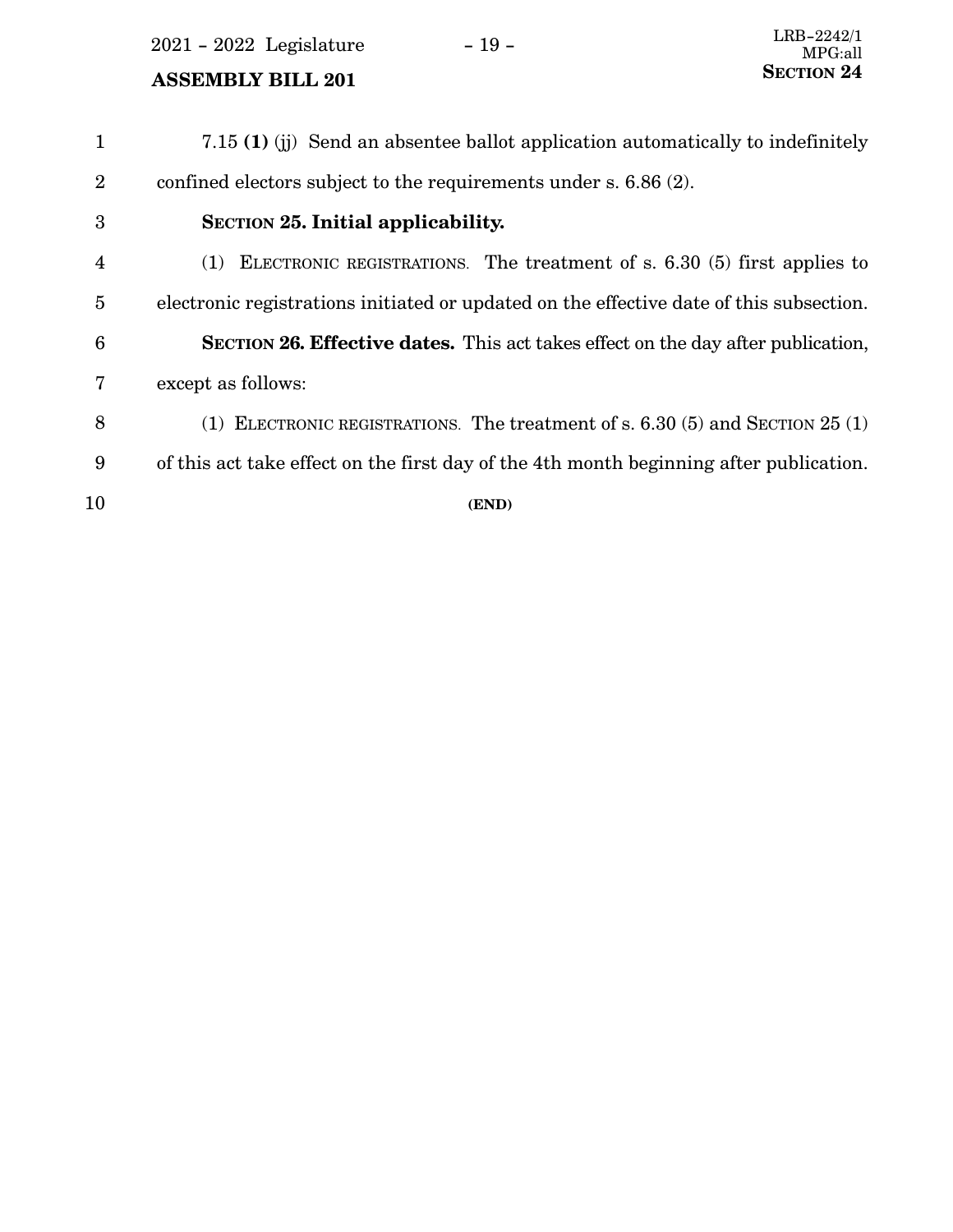7.15 **(1)** (jj) Send an absentee ballot application automatically to indefinitely confined electors subject to the requirements under s. 6.86 (2).

**SECTION 25. Initial applicability.**

(1) ELECTRONIC REGISTRATIONS. The treatment of s. 6.30 (5) first applies to electronic registrations initiated or updated on the effective date of this subsection.

**SECTION 26. Effective dates.** This act takes effect on the day after publication, except as follows:

(1) ELECTRONIC REGISTRATIONS. The treatment of s. 6.30 (5) and SECTION 25 (1) of this act take effect on the first day of the 4th month beginning after publication.

**(END)**